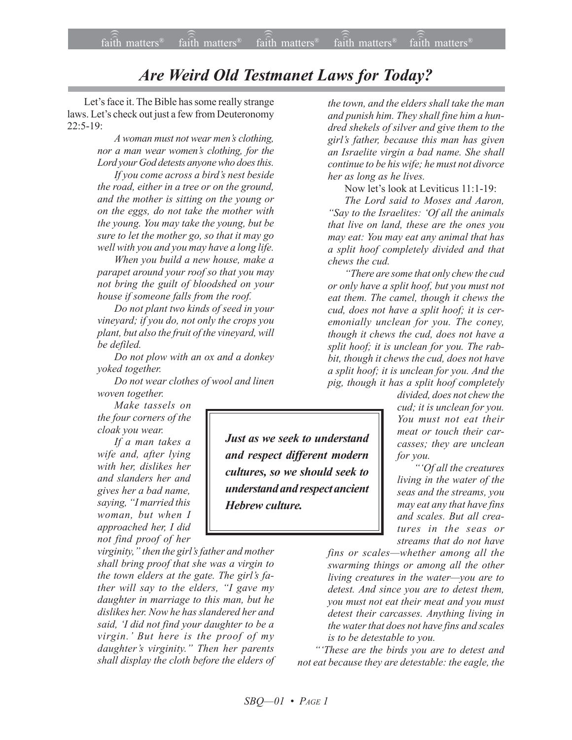# *Are Weird Old Testmanet Laws for Today?*

Let's face it. The Bible has some really strange laws. Let's check out just a few from Deuteronomy 22:5-19:

> *A woman must not wear men's clothing, nor a man wear women's clothing, for the Lord your God detests anyone who does this.*
>
> *If you come across a bird's nest beside the road, either in a tree or on the ground, and the mother is sitting on the young or on the eggs, do not take the mother with the young. You may take the young, but be sure to let the mother go, so that it may go well with you and you may have a long life.*
>
> *When you build a new house, make a parapet around your roof so that you may not bring the guilt of bloodshed on your house if someone falls from the roof.*
>
> *Do not plant two kinds of seed in your vineyard; if you do, not only the crops you plant, but also the fruit of the vineyard, will be defiled.*
>
> *Do not plow with an ox and a donkey yoked together.*
>
> *Do not wear clothes of wool and linen woven together.*
>
> *Make tassels on the four corners of the cloak you wear.*
>
> *If a man takes a wife and, after lying with her, dislikes her and slanders her and gives her a bad name, saying, "I married this woman, but when I approached her, I did not find proof of her virginity," then the girl's father and mother shall bring proof that she was a virgin to the town elders at the gate. The girl's father will say to the elders, "I gave my daughter in marriage to this man, but he dislikes her. Now he has slandered her and said, 'I did not find your daughter to be a virgin.' But here is the proof of my daughter's virginity." Then her parents shall display the cloth before the elders of the town, and the elders shall take the man and punish him. They shall fine him a hundred shekels of silver and give them to the girl's father, because this man has given an Israelite virgin a bad name. She shall continue to be his wife; he must not divorce her as long as he lives.*

**Just as we seek to understand and respect different modern cultures, so we should seek to understand and respect ancient Hebrew culture.**

Now let's look at Leviticus 11:1-19:

> *The Lord said to Moses and Aaron, "Say to the Israelites: 'Of all the animals that live on land, these are the ones you may eat: You may eat any animal that has a split hoof completely divided and that chews the cud.*
>
> *"There are some that only chew the cud or only have a split hoof, but you must not eat them. The camel, though it chews the cud, does not have a split hoof; it is ceremonially unclean for you. The coney, though it chews the cud, does not have a split hoof; it is unclean for you. The rabbit, though it chews the cud, does not have a split hoof; it is unclean for you. And the pig, though it has a split hoof completely divided, does not chew the cud; it is unclean for you. You must not eat their meat or touch their carcasses; they are unclean for you.*
>
> *"'Of all the creatures living in the water of the seas and the streams, you may eat any that have fins and scales. But all creatures in the seas or streams that do not have fins or scales—whether among all the swarming things or among all the other living creatures in the water—you are to detest. And since you are to detest them, you must not eat their meat and you must detest their carcasses. Anything living in the water that does not have fins and scales is to be detestable to you.*
>
> *"'These are the birds you are to detest and not eat because they are detestable: the eagle, the*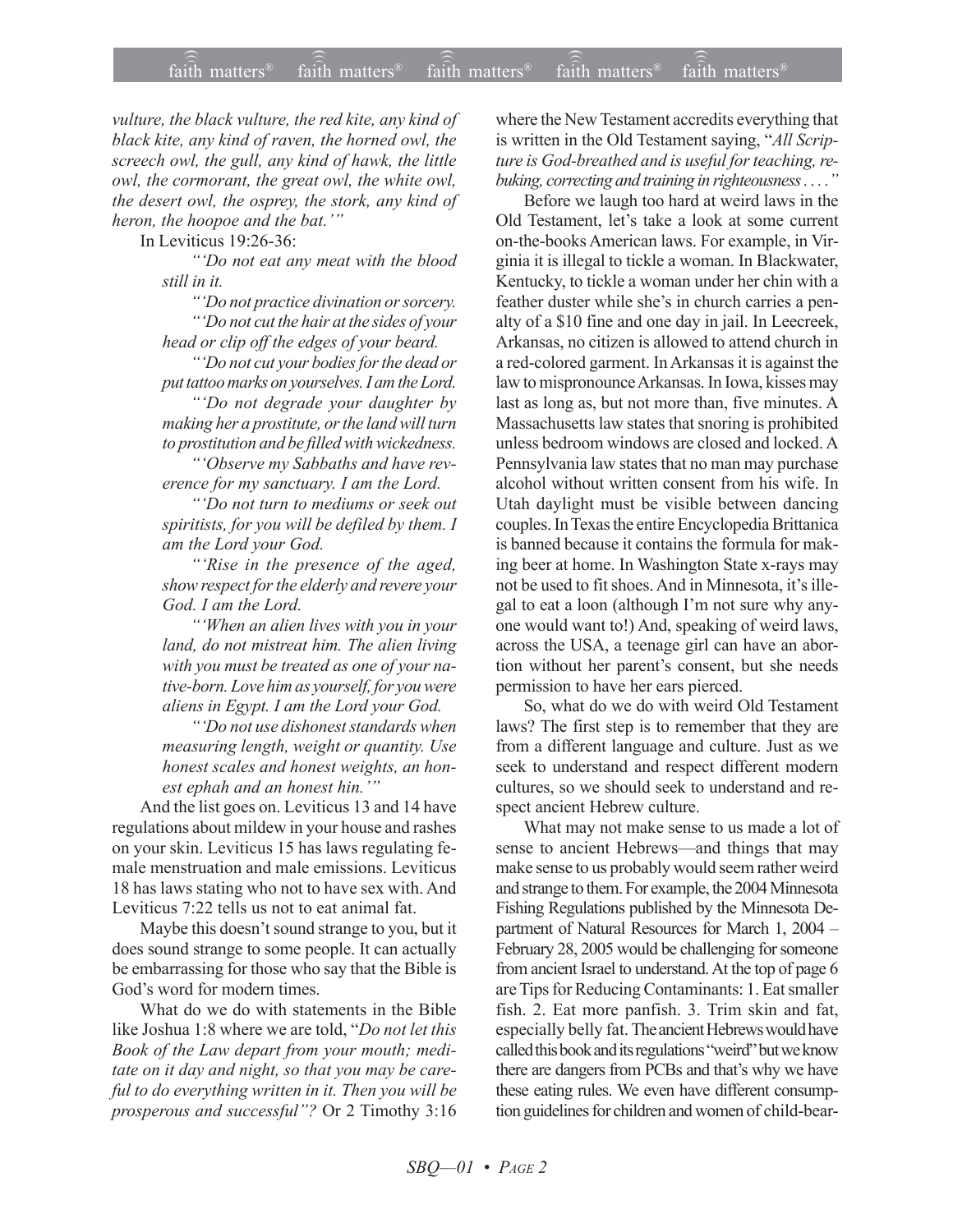*vulture, the black vulture, the red kite, any kind of black kite, any kind of raven, the horned owl, the screech owl, the gull, any kind of hawk, the little owl, the cormorant, the great owl, the white owl, the desert owl, the osprey, the stork, any kind of heron, the hoopoe and the bat.'"*

In Leviticus 19:26-36:

> *"'Do not eat any meat with the blood still in it.*
>
> *"'Do not practice divination or sorcery.*
>
> *"'Do not cut the hair at the sides of your head or clip off the edges of your beard.*
>
> *"'Do not cut your bodies for the dead or put tattoo marks on yourselves. I am the Lord.*
>
> *"'Do not degrade your daughter by making her a prostitute, or the land will turn to prostitution and be filled with wickedness.*
>
> *"'Observe my Sabbaths and have reverence for my sanctuary. I am the Lord.*
>
> *"'Do not turn to mediums or seek out spiritists, for you will be defiled by them. I am the Lord your God.*
>
> *"'Rise in the presence of the aged, show respect for the elderly and revere your God. I am the Lord.*
>
> *"'When an alien lives with you in your land, do not mistreat him. The alien living with you must be treated as one of your native-born. Love him as yourself, for you were aliens in Egypt. I am the Lord your God.*
>
> *"'Do not use dishonest standards when measuring length, weight or quantity. Use honest scales and honest weights, an honest ephah and an honest hin.'"*

And the list goes on. Leviticus 13 and 14 have regulations about mildew in your house and rashes on your skin. Leviticus 15 has laws regulating female menstruation and male emissions. Leviticus 18 has laws stating who not to have sex with. And Leviticus 7:22 tells us not to eat animal fat.

Maybe this doesn't sound strange to you, but it does sound strange to some people. It can actually be embarrassing for those who say that the Bible is God's word for modern times.

What do we do with statements in the Bible like Joshua 1:8 where we are told, "*Do not let this Book of the Law depart from your mouth; meditate on it day and night, so that you may be careful to do everything written in it. Then you will be prosperous and successful"?* Or 2 Timothy 3:16 where the New Testament accredits everything that is written in the Old Testament saying, "*All Scripture is God-breathed and is useful for teaching, rebuking, correcting and training in righteousness . . . ."*

Before we laugh too hard at weird laws in the Old Testament, let's take a look at some current on-the-books American laws. For example, in Virginia it is illegal to tickle a woman. In Blackwater, Kentucky, to tickle a woman under her chin with a feather duster while she's in church carries a penalty of a $10 fine and one day in jail. In Leecreek, Arkansas, no citizen is allowed to attend church in a red-colored garment. In Arkansas it is against the law to mispronounce Arkansas. In Iowa, kisses may last as long as, but not more than, five minutes. A Massachusetts law states that snoring is prohibited unless bedroom windows are closed and locked. A Pennsylvania law states that no man may purchase alcohol without written consent from his wife. In Utah daylight must be visible between dancing couples. In Texas the entire Encyclopedia Brittanica is banned because it contains the formula for making beer at home. In Washington State x-rays may not be used to fit shoes. And in Minnesota, it's illegal to eat a loon (although I'm not sure why anyone would want to!) And, speaking of weird laws, across the USA, a teenage girl can have an abortion without her parent's consent, but she needs permission to have her ears pierced.

So, what do we do with weird Old Testament laws? The first step is to remember that they are from a different language and culture. Just as we seek to understand and respect different modern cultures, so we should seek to understand and respect ancient Hebrew culture.

What may not make sense to us made a lot of sense to ancient Hebrews—and things that may make sense to us probably would seem rather weird and strange to them. For example, the 2004 Minnesota Fishing Regulations published by the Minnesota Department of Natural Resources for March 1, 2004 – February 28, 2005 would be challenging for someone from ancient Israel to understand. At the top of page 6 are Tips for Reducing Contaminants: 1. Eat smaller fish. 2. Eat more panfish. 3. Trim skin and fat, especially belly fat. The ancient Hebrews would have called this book and its regulations "weird" but we know there are dangers from PCBs and that's why we have these eating rules. We even have different consumption guidelines for children and women of child-bear-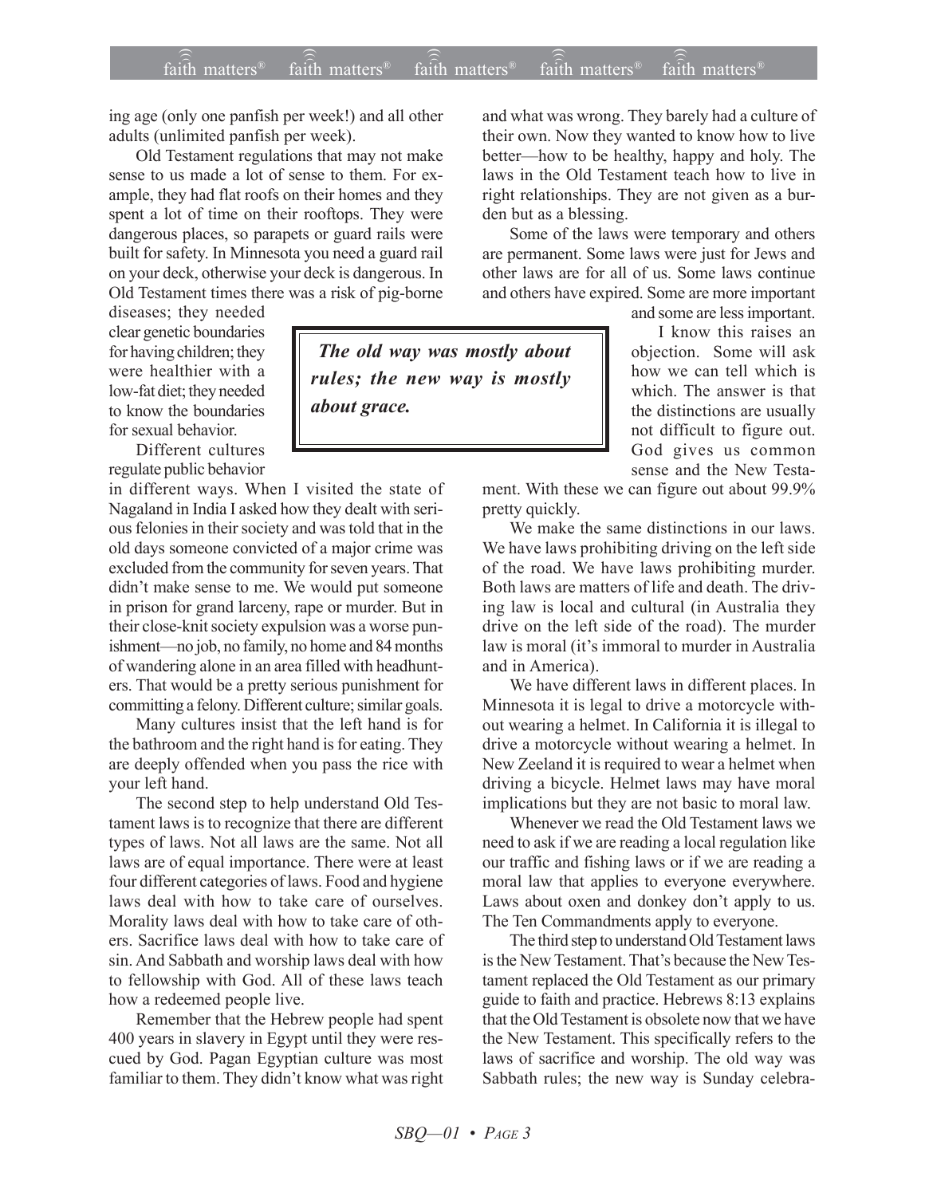ing age (only one panfish per week!) and all other adults (unlimited panfish per week).

Old Testament regulations that may not make sense to us made a lot of sense to them. For example, they had flat roofs on their homes and they spent a lot of time on their rooftops. They were dangerous places, so parapets or guard rails were built for safety. In Minnesota you need a guard rail on your deck, otherwise your deck is dangerous. In Old Testament times there was a risk of pig-borne diseases; they needed clear genetic boundaries for having children; they were healthier with a low-fat diet; they needed to know the boundaries for sexual behavior.

Different cultures regulate public behavior in different ways. When I visited the state of Nagaland in India I asked how they dealt with serious felonies in their society and was told that in the old days someone convicted of a major crime was excluded from the community for seven years. That didn't make sense to me. We would put someone in prison for grand larceny, rape or murder. But in their close-knit society expulsion was a worse punishment—no job, no family, no home and 84 months of wandering alone in an area filled with headhunters. That would be a pretty serious punishment for committing a felony. Different culture; similar goals.

Many cultures insist that the left hand is for the bathroom and the right hand is for eating. They are deeply offended when you pass the rice with your left hand.

The second step to help understand Old Testament laws is to recognize that there are different types of laws. Not all laws are the same. Not all laws are of equal importance. There were at least four different categories of laws. Food and hygiene laws deal with how to take care of ourselves. Morality laws deal with how to take care of others. Sacrifice laws deal with how to take care of sin. And Sabbath and worship laws deal with how to fellowship with God. All of these laws teach how a redeemed people live.

Remember that the Hebrew people had spent 400 years in slavery in Egypt until they were rescued by God. Pagan Egyptian culture was most familiar to them. They didn't know what was right and what was wrong. They barely had a culture of their own. Now they wanted to know how to live better—how to be healthy, happy and holy. The laws in the Old Testament teach how to live in right relationships. They are not given as a burden but as a blessing.

Some of the laws were temporary and others are permanent. Some laws were just for Jews and other laws are for all of us. Some laws continue and others have expired. Some are more important and some are less important.

> ***The old way was mostly about rules; the new way is mostly about grace.***

I know this raises an objection. Some will ask how we can tell which is which. The answer is that the distinctions are usually not difficult to figure out. God gives us common sense and the New Testament. With these we can figure out about 99.9% pretty quickly.

We make the same distinctions in our laws. We have laws prohibiting driving on the left side of the road. We have laws prohibiting murder. Both laws are matters of life and death. The driving law is local and cultural (in Australia they drive on the left side of the road). The murder law is moral (it's immoral to murder in Australia and in America).

We have different laws in different places. In Minnesota it is legal to drive a motorcycle without wearing a helmet. In California it is illegal to drive a motorcycle without wearing a helmet. In New Zeeland it is required to wear a helmet when driving a bicycle. Helmet laws may have moral implications but they are not basic to moral law.

Whenever we read the Old Testament laws we need to ask if we are reading a local regulation like our traffic and fishing laws or if we are reading a moral law that applies to everyone everywhere. Laws about oxen and donkey don't apply to us. The Ten Commandments apply to everyone.

The third step to understand Old Testament laws is the New Testament. That's because the New Testament replaced the Old Testament as our primary guide to faith and practice. Hebrews 8:13 explains that the Old Testament is obsolete now that we have the New Testament. This specifically refers to the laws of sacrifice and worship. The old way was Sabbath rules; the new way is Sunday celebra-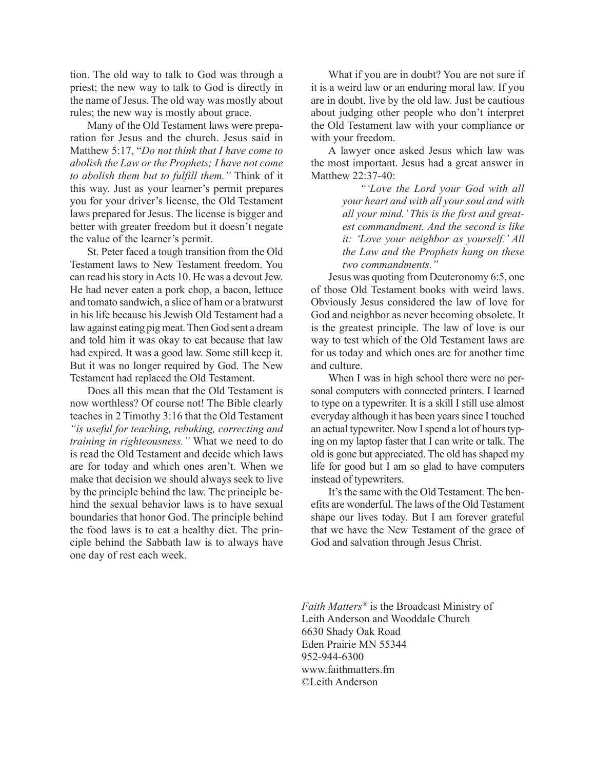tion. The old way to talk to God was through a priest; the new way to talk to God is directly in the name of Jesus. The old way was mostly about rules; the new way is mostly about grace.

Many of the Old Testament laws were preparation for Jesus and the church. Jesus said in Matthew 5:17, "*Do not think that I have come to abolish the Law or the Prophets; I have not come to abolish them but to fulfill them.*" Think of it this way. Just as your learner's permit prepares you for your driver's license, the Old Testament laws prepared for Jesus. The license is bigger and better with greater freedom but it doesn't negate the value of the learner's permit.

St. Peter faced a tough transition from the Old Testament laws to New Testament freedom. You can read his story in Acts 10. He was a devout Jew. He had never eaten a pork chop, a bacon, lettuce and tomato sandwich, a slice of ham or a bratwurst in his life because his Jewish Old Testament had a law against eating pig meat. Then God sent a dream and told him it was okay to eat because that law had expired. It was a good law. Some still keep it. But it was no longer required by God. The New Testament had replaced the Old Testament.

Does all this mean that the Old Testament is now worthless? Of course not! The Bible clearly teaches in 2 Timothy 3:16 that the Old Testament *"is useful for teaching, rebuking, correcting and training in righteousness."* What we need to do is read the Old Testament and decide which laws are for today and which ones aren't. When we make that decision we should always seek to live by the principle behind the law. The principle behind the sexual behavior laws is to have sexual boundaries that honor God. The principle behind the food laws is to eat a healthy diet. The principle behind the Sabbath law is to always have one day of rest each week.

What if you are in doubt? You are not sure if it is a weird law or an enduring moral law. If you are in doubt, live by the old law. Just be cautious about judging other people who don't interpret the Old Testament law with your compliance or with your freedom.

A lawyer once asked Jesus which law was the most important. Jesus had a great answer in Matthew 22:37-40:

> *"'Love the Lord your God with all your heart and with all your soul and with all your mind.' This is the first and greatest commandment. And the second is like it: 'Love your neighbor as yourself.' All the Law and the Prophets hang on these two commandments."*

Jesus was quoting from Deuteronomy 6:5, one of those Old Testament books with weird laws. Obviously Jesus considered the law of love for God and neighbor as never becoming obsolete. It is the greatest principle. The law of love is our way to test which of the Old Testament laws are for us today and which ones are for another time and culture.

When I was in high school there were no personal computers with connected printers. I learned to type on a typewriter. It is a skill I still use almost everyday although it has been years since I touched an actual typewriter. Now I spend a lot of hours typing on my laptop faster that I can write or talk. The old is gone but appreciated. The old has shaped my life for good but I am so glad to have computers instead of typewriters.

It's the same with the Old Testament. The benefits are wonderful. The laws of the Old Testament shape our lives today. But I am forever grateful that we have the New Testament of the grace of God and salvation through Jesus Christ.

*Faith Matters*® is the Broadcast Ministry of
Leith Anderson and Wooddale Church
6630 Shady Oak Road
Eden Prairie MN 55344
952-944-6300
www.faithmatters.fm
©Leith Anderson